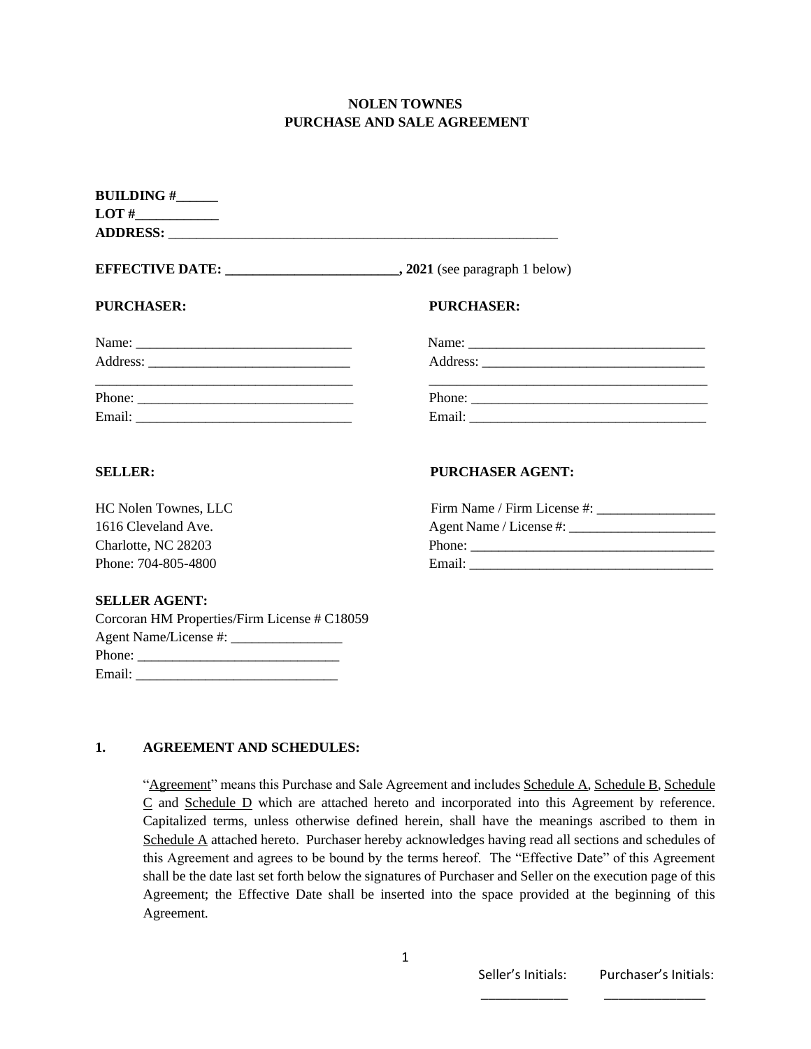**NOLEN TOWNES**
**PURCHASE AND SALE AGREEMENT**

**BUILDING #______**
**LOT #____________**
**ADDRESS:** ________________________________________________________

**EFFECTIVE DATE: _________________________, 2021** (see paragraph 1 below)

**PURCHASER:**

Name: _______________________________
Address: _____________________________
_____________________________________
Phone: _______________________________
Email: _______________________________

**PURCHASER:**

Name: __________________________________
Address: ________________________________
________________________________________
Phone: __________________________________
Email: __________________________________

**SELLER:**

HC Nolen Townes, LLC
1616 Cleveland Ave.
Charlotte, NC 28203
Phone: 704-805-4800

**PURCHASER AGENT:**

Firm Name / Firm License #: _________________
Agent Name / License #: _____________________
Phone: ___________________________________
Email: ___________________________________

**SELLER AGENT:**

Corcoran HM Properties/Firm License # C18059
Agent Name/License #: ________________
Phone: _____________________________
Email: _____________________________

**1. AGREEMENT AND SCHEDULES:**

"Agreement" means this Purchase and Sale Agreement and includes Schedule A, Schedule B, Schedule C and Schedule D which are attached hereto and incorporated into this Agreement by reference. Capitalized terms, unless otherwise defined herein, shall have the meanings ascribed to them in Schedule A attached hereto. Purchaser hereby acknowledges having read all sections and schedules of this Agreement and agrees to be bound by the terms hereof. The "Effective Date" of this Agreement shall be the date last set forth below the signatures of Purchaser and Seller on the execution page of this Agreement; the Effective Date shall be inserted into the space provided at the beginning of this Agreement.

Seller's Initials: ____________ Purchaser's Initials: ______________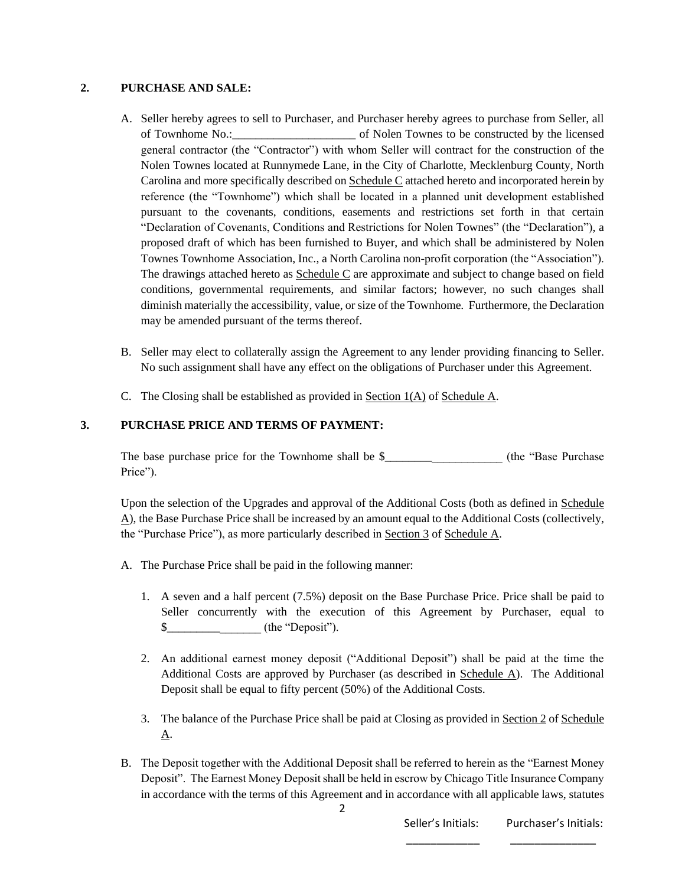## 2. PURCHASE AND SALE:

A. Seller hereby agrees to sell to Purchaser, and Purchaser hereby agrees to purchase from Seller, all of Townhome No.:_____________________ of Nolen Townes to be constructed by the licensed general contractor (the "Contractor") with whom Seller will contract for the construction of the Nolen Townes located at Runnymede Lane, in the City of Charlotte, Mecklenburg County, North Carolina and more specifically described on Schedule C attached hereto and incorporated herein by reference (the "Townhome") which shall be located in a planned unit development established pursuant to the covenants, conditions, easements and restrictions set forth in that certain "Declaration of Covenants, Conditions and Restrictions for Nolen Townes" (the "Declaration"), a proposed draft of which has been furnished to Buyer, and which shall be administered by Nolen Townes Townhome Association, Inc., a North Carolina non-profit corporation (the "Association"). The drawings attached hereto as Schedule C are approximate and subject to change based on field conditions, governmental requirements, and similar factors; however, no such changes shall diminish materially the accessibility, value, or size of the Townhome. Furthermore, the Declaration may be amended pursuant of the terms thereof.

B. Seller may elect to collaterally assign the Agreement to any lender providing financing to Seller. No such assignment shall have any effect on the obligations of Purchaser under this Agreement.

C. The Closing shall be established as provided in Section 1(A) of Schedule A.

## 3. PURCHASE PRICE AND TERMS OF PAYMENT:

The base purchase price for the Townhome shall be $_____________________ (the "Base Purchase Price").

Upon the selection of the Upgrades and approval of the Additional Costs (both as defined in Schedule A), the Base Purchase Price shall be increased by an amount equal to the Additional Costs (collectively, the "Purchase Price"), as more particularly described in Section 3 of Schedule A.

A. The Purchase Price shall be paid in the following manner:

1. A seven and a half percent (7.5%) deposit on the Base Purchase Price. Price shall be paid to Seller concurrently with the execution of this Agreement by Purchaser, equal to $________________ (the "Deposit").

2. An additional earnest money deposit ("Additional Deposit") shall be paid at the time the Additional Costs are approved by Purchaser (as described in Schedule A). The Additional Deposit shall be equal to fifty percent (50%) of the Additional Costs.

3. The balance of the Purchase Price shall be paid at Closing as provided in Section 2 of Schedule A.

B. The Deposit together with the Additional Deposit shall be referred to herein as the "Earnest Money Deposit". The Earnest Money Deposit shall be held in escrow by Chicago Title Insurance Company in accordance with the terms of this Agreement and in accordance with all applicable laws, statutes

Seller's Initials: ____________ Purchaser's Initials: ______________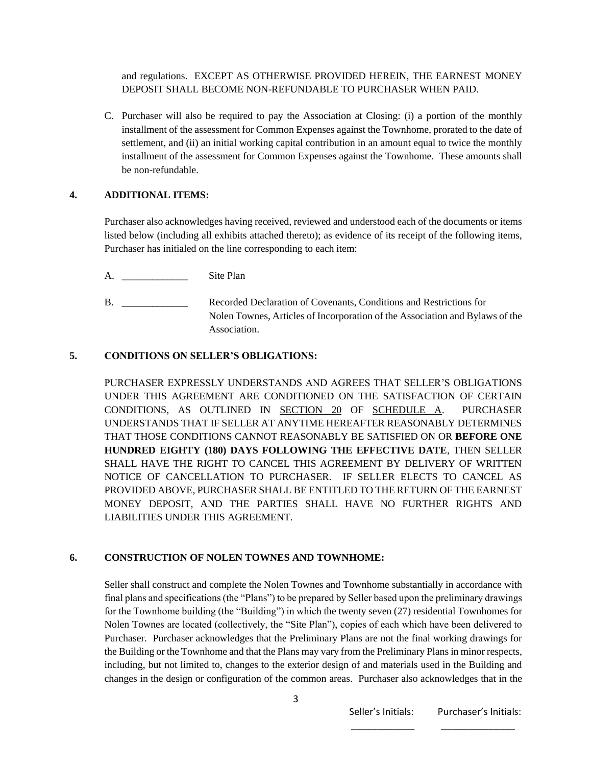and regulations. EXCEPT AS OTHERWISE PROVIDED HEREIN, THE EARNEST MONEY DEPOSIT SHALL BECOME NON-REFUNDABLE TO PURCHASER WHEN PAID.

C. Purchaser will also be required to pay the Association at Closing: (i) a portion of the monthly installment of the assessment for Common Expenses against the Townhome, prorated to the date of settlement, and (ii) an initial working capital contribution in an amount equal to twice the monthly installment of the assessment for Common Expenses against the Townhome. These amounts shall be non-refundable.

**4. ADDITIONAL ITEMS:**

Purchaser also acknowledges having received, reviewed and understood each of the documents or items listed below (including all exhibits attached thereto); as evidence of its receipt of the following items, Purchaser has initialed on the line corresponding to each item:

A. _____________ Site Plan

B. _____________ Recorded Declaration of Covenants, Conditions and Restrictions for Nolen Townes, Articles of Incorporation of the Association and Bylaws of the Association.

**5. CONDITIONS ON SELLER'S OBLIGATIONS:**

PURCHASER EXPRESSLY UNDERSTANDS AND AGREES THAT SELLER'S OBLIGATIONS UNDER THIS AGREEMENT ARE CONDITIONED ON THE SATISFACTION OF CERTAIN CONDITIONS, AS OUTLINED IN SECTION 20 OF SCHEDULE A. PURCHASER UNDERSTANDS THAT IF SELLER AT ANYTIME HEREAFTER REASONABLY DETERMINES THAT THOSE CONDITIONS CANNOT REASONABLY BE SATISFIED ON OR **BEFORE ONE HUNDRED EIGHTY (180) DAYS FOLLOWING THE EFFECTIVE DATE**, THEN SELLER SHALL HAVE THE RIGHT TO CANCEL THIS AGREEMENT BY DELIVERY OF WRITTEN NOTICE OF CANCELLATION TO PURCHASER. IF SELLER ELECTS TO CANCEL AS PROVIDED ABOVE, PURCHASER SHALL BE ENTITLED TO THE RETURN OF THE EARNEST MONEY DEPOSIT, AND THE PARTIES SHALL HAVE NO FURTHER RIGHTS AND LIABILITIES UNDER THIS AGREEMENT.

**6. CONSTRUCTION OF NOLEN TOWNES AND TOWNHOME:**

Seller shall construct and complete the Nolen Townes and Townhome substantially in accordance with final plans and specifications (the "Plans") to be prepared by Seller based upon the preliminary drawings for the Townhome building (the "Building") in which the twenty seven (27) residential Townhomes for Nolen Townes are located (collectively, the "Site Plan"), copies of each which have been delivered to Purchaser. Purchaser acknowledges that the Preliminary Plans are not the final working drawings for the Building or the Townhome and that the Plans may vary from the Preliminary Plans in minor respects, including, but not limited to, changes to the exterior design of and materials used in the Building and changes in the design or configuration of the common areas. Purchaser also acknowledges that in the

Seller's Initials: ____________ Purchaser's Initials: ______________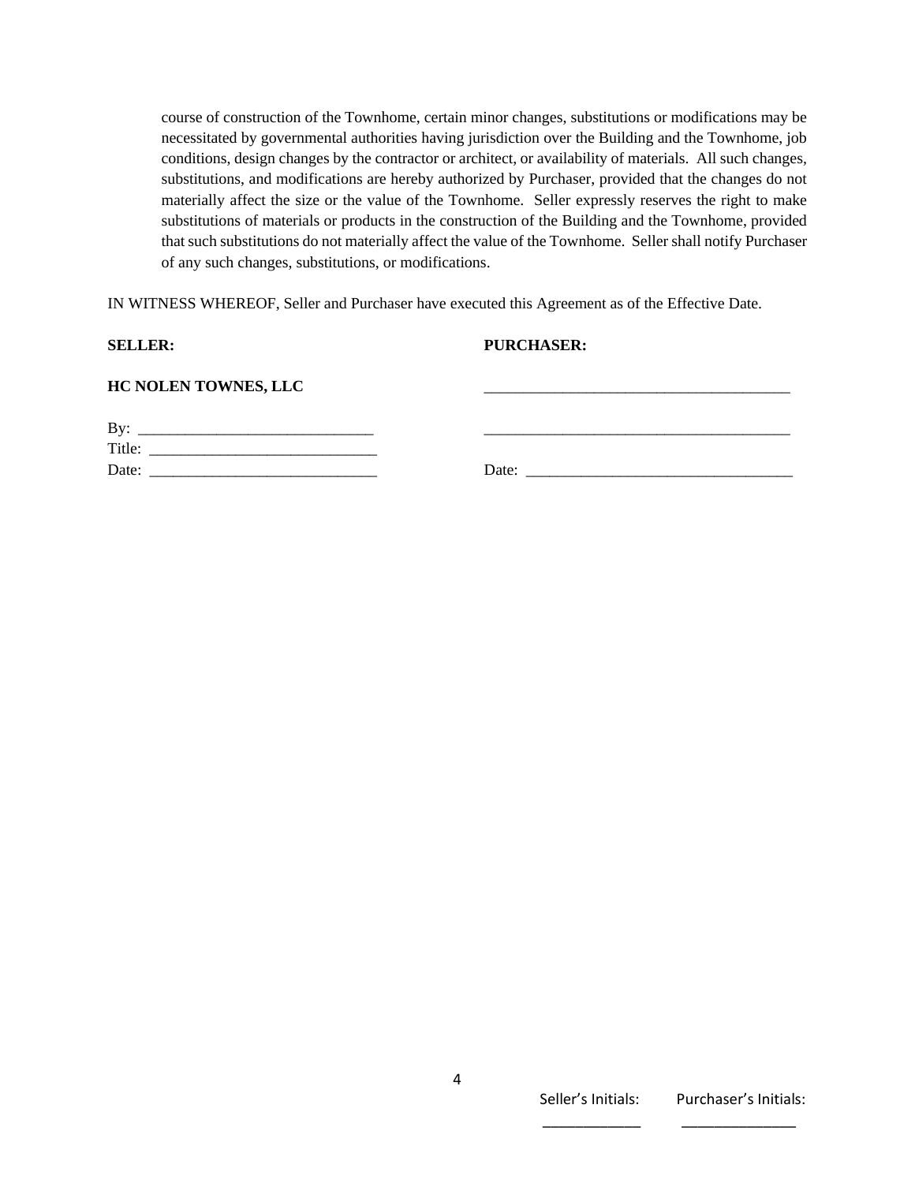course of construction of the Townhome, certain minor changes, substitutions or modifications may be necessitated by governmental authorities having jurisdiction over the Building and the Townhome, job conditions, design changes by the contractor or architect, or availability of materials. All such changes, substitutions, and modifications are hereby authorized by Purchaser, provided that the changes do not materially affect the size or the value of the Townhome. Seller expressly reserves the right to make substitutions of materials or products in the construction of the Building and the Townhome, provided that such substitutions do not materially affect the value of the Townhome. Seller shall notify Purchaser of any such changes, substitutions, or modifications.

IN WITNESS WHEREOF, Seller and Purchaser have executed this Agreement as of the Effective Date.

| **SELLER:** | **PURCHASER:** |
| --- | --- |
| **HC NOLEN TOWNES, LLC** | ________________________________________ |
| By: ______________________________ | ________________________________________ |
| Title: _____________________________ | |
| Date: _____________________________ | Date: __________________________________ |

Seller's Initials: ____________ Purchaser's Initials: ______________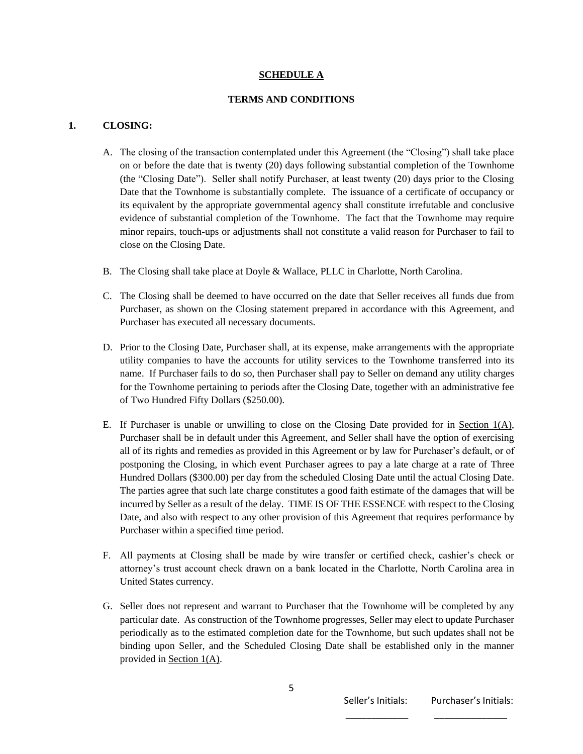## SCHEDULE A

## TERMS AND CONDITIONS

### 1. CLOSING:

A. The closing of the transaction contemplated under this Agreement (the "Closing") shall take place on or before the date that is twenty (20) days following substantial completion of the Townhome (the "Closing Date"). Seller shall notify Purchaser, at least twenty (20) days prior to the Closing Date that the Townhome is substantially complete. The issuance of a certificate of occupancy or its equivalent by the appropriate governmental agency shall constitute irrefutable and conclusive evidence of substantial completion of the Townhome. The fact that the Townhome may require minor repairs, touch-ups or adjustments shall not constitute a valid reason for Purchaser to fail to close on the Closing Date.

B. The Closing shall take place at Doyle & Wallace, PLLC in Charlotte, North Carolina.

C. The Closing shall be deemed to have occurred on the date that Seller receives all funds due from Purchaser, as shown on the Closing statement prepared in accordance with this Agreement, and Purchaser has executed all necessary documents.

D. Prior to the Closing Date, Purchaser shall, at its expense, make arrangements with the appropriate utility companies to have the accounts for utility services to the Townhome transferred into its name. If Purchaser fails to do so, then Purchaser shall pay to Seller on demand any utility charges for the Townhome pertaining to periods after the Closing Date, together with an administrative fee of Two Hundred Fifty Dollars ($250.00).

E. If Purchaser is unable or unwilling to close on the Closing Date provided for in Section 1(A), Purchaser shall be in default under this Agreement, and Seller shall have the option of exercising all of its rights and remedies as provided in this Agreement or by law for Purchaser's default, or of postponing the Closing, in which event Purchaser agrees to pay a late charge at a rate of Three Hundred Dollars ($300.00) per day from the scheduled Closing Date until the actual Closing Date. The parties agree that such late charge constitutes a good faith estimate of the damages that will be incurred by Seller as a result of the delay. TIME IS OF THE ESSENCE with respect to the Closing Date, and also with respect to any other provision of this Agreement that requires performance by Purchaser within a specified time period.

F. All payments at Closing shall be made by wire transfer or certified check, cashier's check or attorney's trust account check drawn on a bank located in the Charlotte, North Carolina area in United States currency.

G. Seller does not represent and warrant to Purchaser that the Townhome will be completed by any particular date. As construction of the Townhome progresses, Seller may elect to update Purchaser periodically as to the estimated completion date for the Townhome, but such updates shall not be binding upon Seller, and the Scheduled Closing Date shall be established only in the manner provided in Section 1(A).

Seller's Initials: ____________ Purchaser's Initials: ______________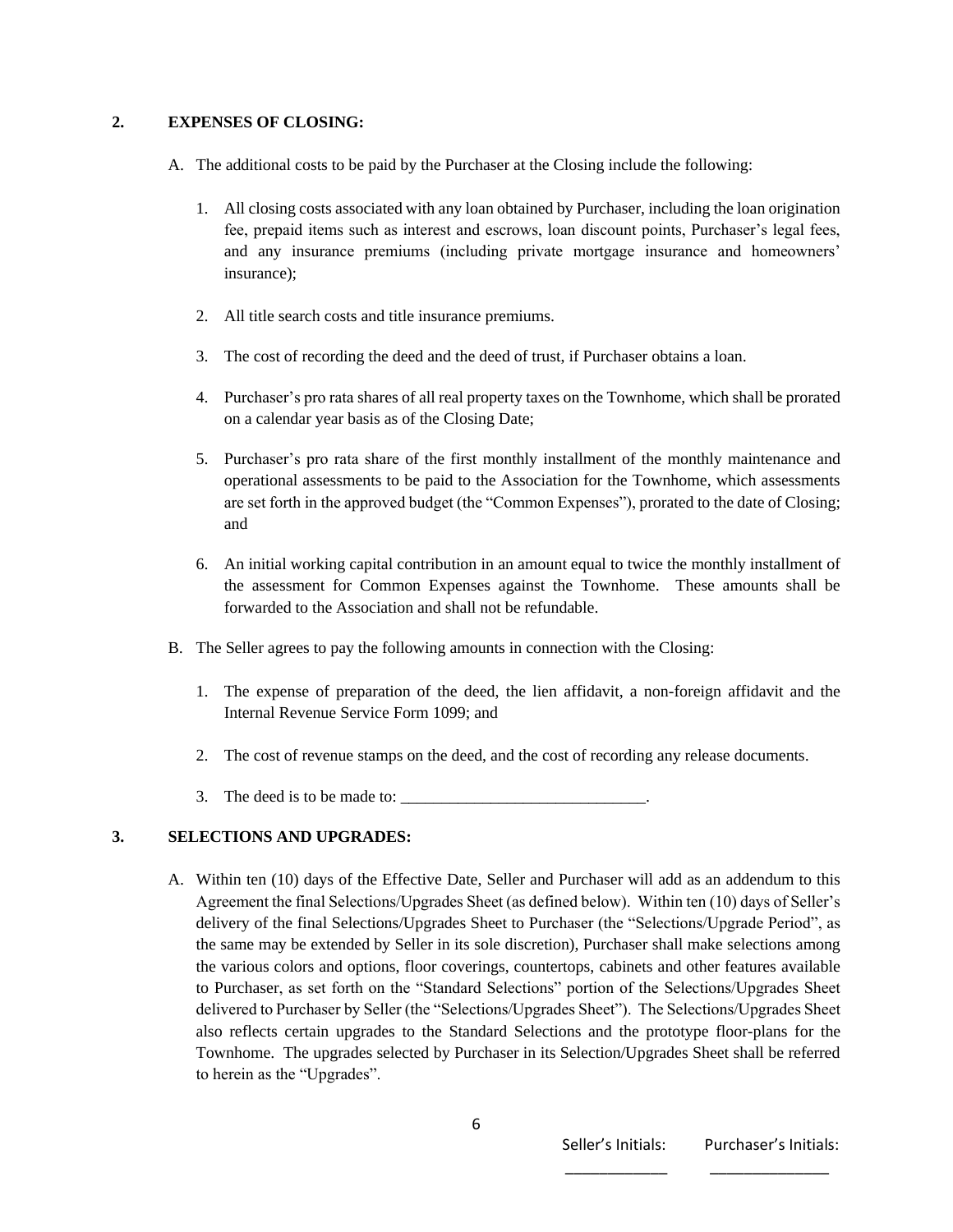**2. EXPENSES OF CLOSING:**

A. The additional costs to be paid by the Purchaser at the Closing include the following:

1. All closing costs associated with any loan obtained by Purchaser, including the loan origination fee, prepaid items such as interest and escrows, loan discount points, Purchaser's legal fees, and any insurance premiums (including private mortgage insurance and homeowners' insurance);

2. All title search costs and title insurance premiums.

3. The cost of recording the deed and the deed of trust, if Purchaser obtains a loan.

4. Purchaser's pro rata shares of all real property taxes on the Townhome, which shall be prorated on a calendar year basis as of the Closing Date;

5. Purchaser's pro rata share of the first monthly installment of the monthly maintenance and operational assessments to be paid to the Association for the Townhome, which assessments are set forth in the approved budget (the "Common Expenses"), prorated to the date of Closing; and

6. An initial working capital contribution in an amount equal to twice the monthly installment of the assessment for Common Expenses against the Townhome. These amounts shall be forwarded to the Association and shall not be refundable.

B. The Seller agrees to pay the following amounts in connection with the Closing:

1. The expense of preparation of the deed, the lien affidavit, a non-foreign affidavit and the Internal Revenue Service Form 1099; and

2. The cost of revenue stamps on the deed, and the cost of recording any release documents.

3. The deed is to be made to: ______________________________.

**3. SELECTIONS AND UPGRADES:**

A. Within ten (10) days of the Effective Date, Seller and Purchaser will add as an addendum to this Agreement the final Selections/Upgrades Sheet (as defined below). Within ten (10) days of Seller's delivery of the final Selections/Upgrades Sheet to Purchaser (the "Selections/Upgrade Period", as the same may be extended by Seller in its sole discretion), Purchaser shall make selections among the various colors and options, floor coverings, countertops, cabinets and other features available to Purchaser, as set forth on the "Standard Selections" portion of the Selections/Upgrades Sheet delivered to Purchaser by Seller (the "Selections/Upgrades Sheet"). The Selections/Upgrades Sheet also reflects certain upgrades to the Standard Selections and the prototype floor-plans for the Townhome. The upgrades selected by Purchaser in its Selection/Upgrades Sheet shall be referred to herein as the "Upgrades".

Seller's Initials: ____________ Purchaser's Initials: ______________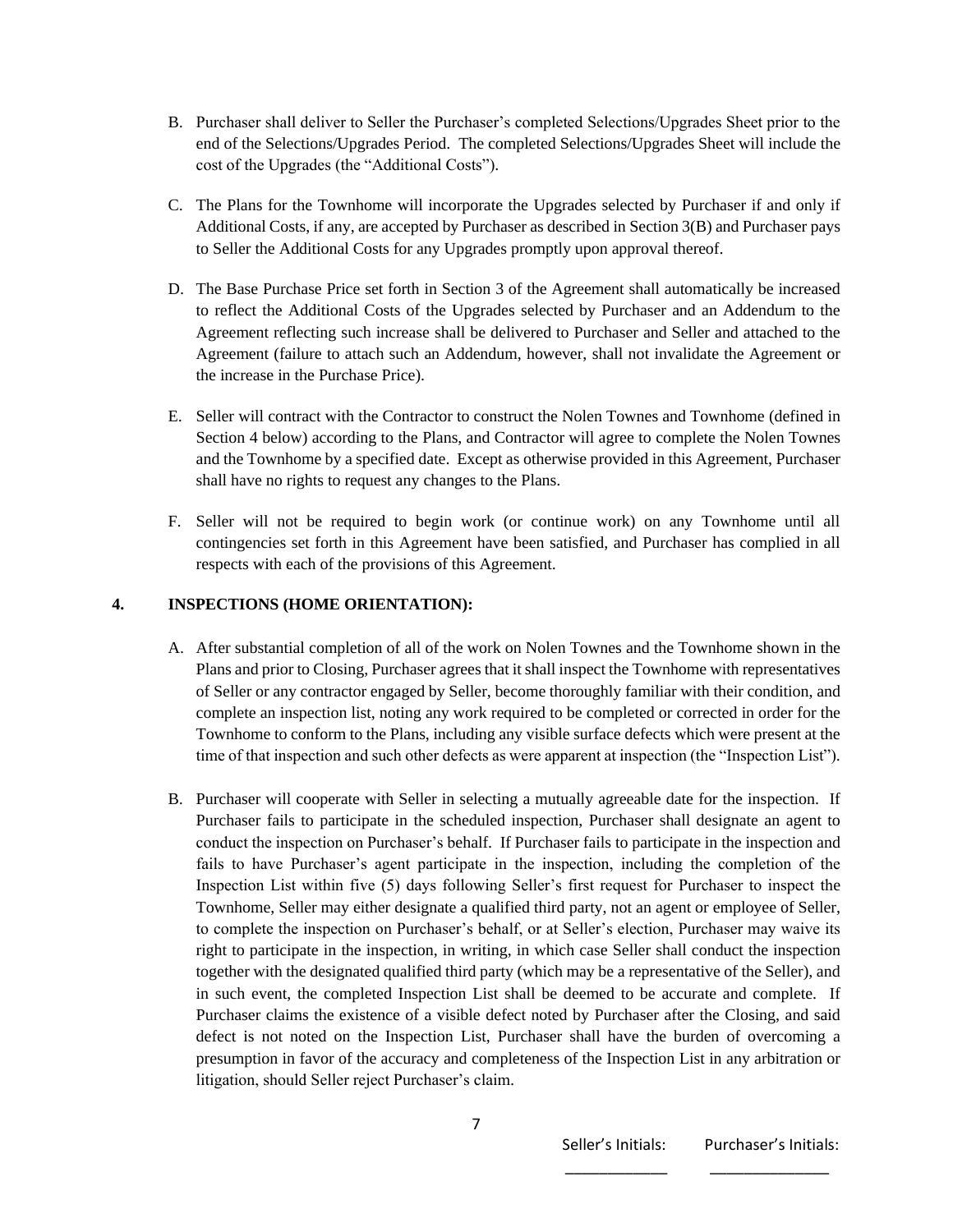B. Purchaser shall deliver to Seller the Purchaser's completed Selections/Upgrades Sheet prior to the end of the Selections/Upgrades Period. The completed Selections/Upgrades Sheet will include the cost of the Upgrades (the "Additional Costs").

C. The Plans for the Townhome will incorporate the Upgrades selected by Purchaser if and only if Additional Costs, if any, are accepted by Purchaser as described in Section 3(B) and Purchaser pays to Seller the Additional Costs for any Upgrades promptly upon approval thereof.

D. The Base Purchase Price set forth in Section 3 of the Agreement shall automatically be increased to reflect the Additional Costs of the Upgrades selected by Purchaser and an Addendum to the Agreement reflecting such increase shall be delivered to Purchaser and Seller and attached to the Agreement (failure to attach such an Addendum, however, shall not invalidate the Agreement or the increase in the Purchase Price).

E. Seller will contract with the Contractor to construct the Nolen Townes and Townhome (defined in Section 4 below) according to the Plans, and Contractor will agree to complete the Nolen Townes and the Townhome by a specified date. Except as otherwise provided in this Agreement, Purchaser shall have no rights to request any changes to the Plans.

F. Seller will not be required to begin work (or continue work) on any Townhome until all contingencies set forth in this Agreement have been satisfied, and Purchaser has complied in all respects with each of the provisions of this Agreement.

**4. INSPECTIONS (HOME ORIENTATION):**

A. After substantial completion of all of the work on Nolen Townes and the Townhome shown in the Plans and prior to Closing, Purchaser agrees that it shall inspect the Townhome with representatives of Seller or any contractor engaged by Seller, become thoroughly familiar with their condition, and complete an inspection list, noting any work required to be completed or corrected in order for the Townhome to conform to the Plans, including any visible surface defects which were present at the time of that inspection and such other defects as were apparent at inspection (the "Inspection List").

B. Purchaser will cooperate with Seller in selecting a mutually agreeable date for the inspection. If Purchaser fails to participate in the scheduled inspection, Purchaser shall designate an agent to conduct the inspection on Purchaser's behalf. If Purchaser fails to participate in the inspection and fails to have Purchaser's agent participate in the inspection, including the completion of the Inspection List within five (5) days following Seller's first request for Purchaser to inspect the Townhome, Seller may either designate a qualified third party, not an agent or employee of Seller, to complete the inspection on Purchaser's behalf, or at Seller's election, Purchaser may waive its right to participate in the inspection, in writing, in which case Seller shall conduct the inspection together with the designated qualified third party (which may be a representative of the Seller), and in such event, the completed Inspection List shall be deemed to be accurate and complete. If Purchaser claims the existence of a visible defect noted by Purchaser after the Closing, and said defect is not noted on the Inspection List, Purchaser shall have the burden of overcoming a presumption in favor of the accuracy and completeness of the Inspection List in any arbitration or litigation, should Seller reject Purchaser's claim.

Seller's Initials: \_\_\_\_\_\_\_\_\_\_\_\_ Purchaser's Initials: \_\_\_\_\_\_\_\_\_\_\_\_\_\_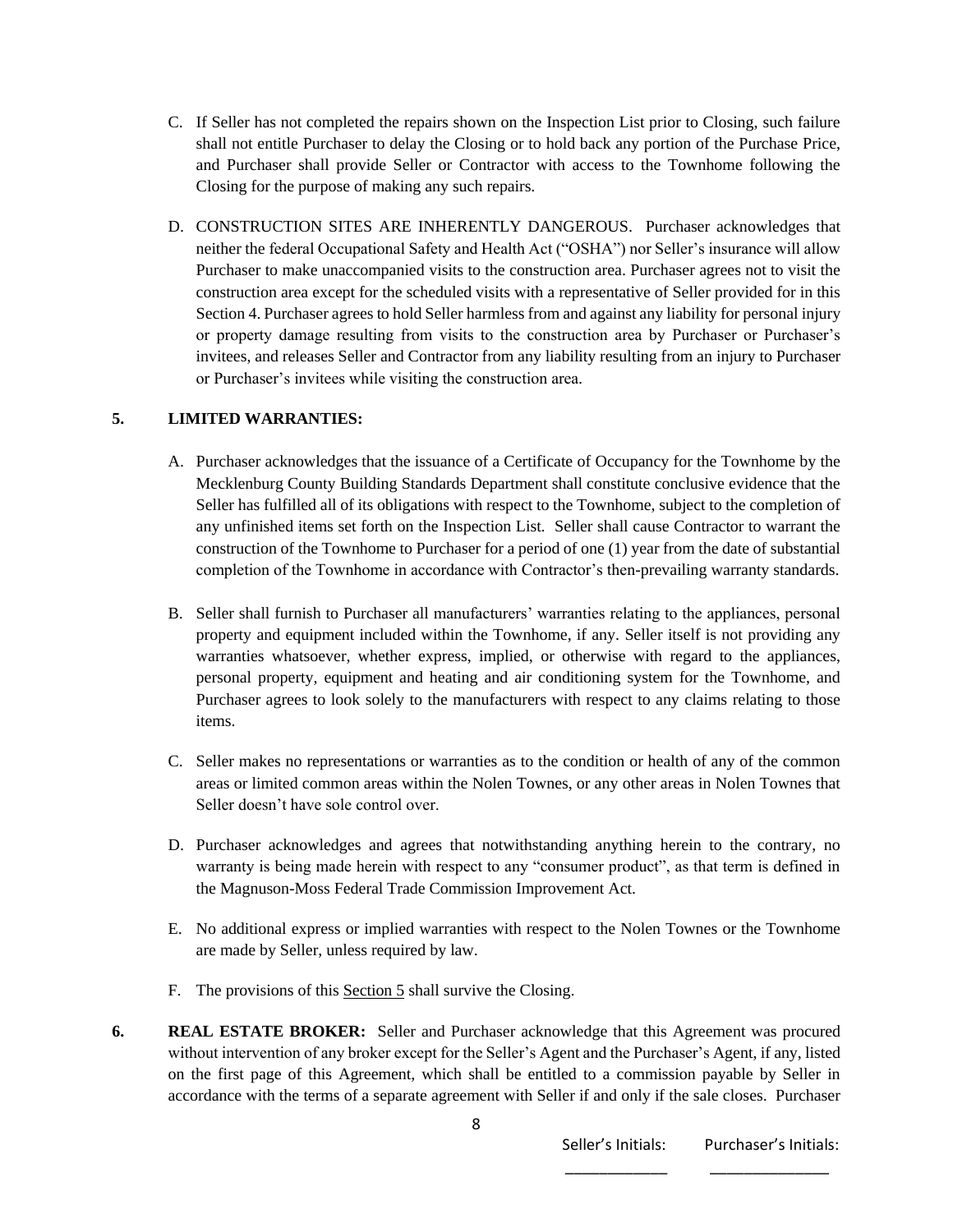C. If Seller has not completed the repairs shown on the Inspection List prior to Closing, such failure shall not entitle Purchaser to delay the Closing or to hold back any portion of the Purchase Price, and Purchaser shall provide Seller or Contractor with access to the Townhome following the Closing for the purpose of making any such repairs.

D. CONSTRUCTION SITES ARE INHERENTLY DANGEROUS. Purchaser acknowledges that neither the federal Occupational Safety and Health Act ("OSHA") nor Seller's insurance will allow Purchaser to make unaccompanied visits to the construction area. Purchaser agrees not to visit the construction area except for the scheduled visits with a representative of Seller provided for in this Section 4. Purchaser agrees to hold Seller harmless from and against any liability for personal injury or property damage resulting from visits to the construction area by Purchaser or Purchaser's invitees, and releases Seller and Contractor from any liability resulting from an injury to Purchaser or Purchaser's invitees while visiting the construction area.

**5. LIMITED WARRANTIES:**

A. Purchaser acknowledges that the issuance of a Certificate of Occupancy for the Townhome by the Mecklenburg County Building Standards Department shall constitute conclusive evidence that the Seller has fulfilled all of its obligations with respect to the Townhome, subject to the completion of any unfinished items set forth on the Inspection List. Seller shall cause Contractor to warrant the construction of the Townhome to Purchaser for a period of one (1) year from the date of substantial completion of the Townhome in accordance with Contractor's then-prevailing warranty standards.

B. Seller shall furnish to Purchaser all manufacturers' warranties relating to the appliances, personal property and equipment included within the Townhome, if any. Seller itself is not providing any warranties whatsoever, whether express, implied, or otherwise with regard to the appliances, personal property, equipment and heating and air conditioning system for the Townhome, and Purchaser agrees to look solely to the manufacturers with respect to any claims relating to those items.

C. Seller makes no representations or warranties as to the condition or health of any of the common areas or limited common areas within the Nolen Townes, or any other areas in Nolen Townes that Seller doesn't have sole control over.

D. Purchaser acknowledges and agrees that notwithstanding anything herein to the contrary, no warranty is being made herein with respect to any "consumer product", as that term is defined in the Magnuson-Moss Federal Trade Commission Improvement Act.

E. No additional express or implied warranties with respect to the Nolen Townes or the Townhome are made by Seller, unless required by law.

F. The provisions of this Section 5 shall survive the Closing.

**6. REAL ESTATE BROKER:** Seller and Purchaser acknowledge that this Agreement was procured without intervention of any broker except for the Seller's Agent and the Purchaser's Agent, if any, listed on the first page of this Agreement, which shall be entitled to a commission payable by Seller in accordance with the terms of a separate agreement with Seller if and only if the sale closes. Purchaser

Seller's Initials: ____________ Purchaser's Initials: ______________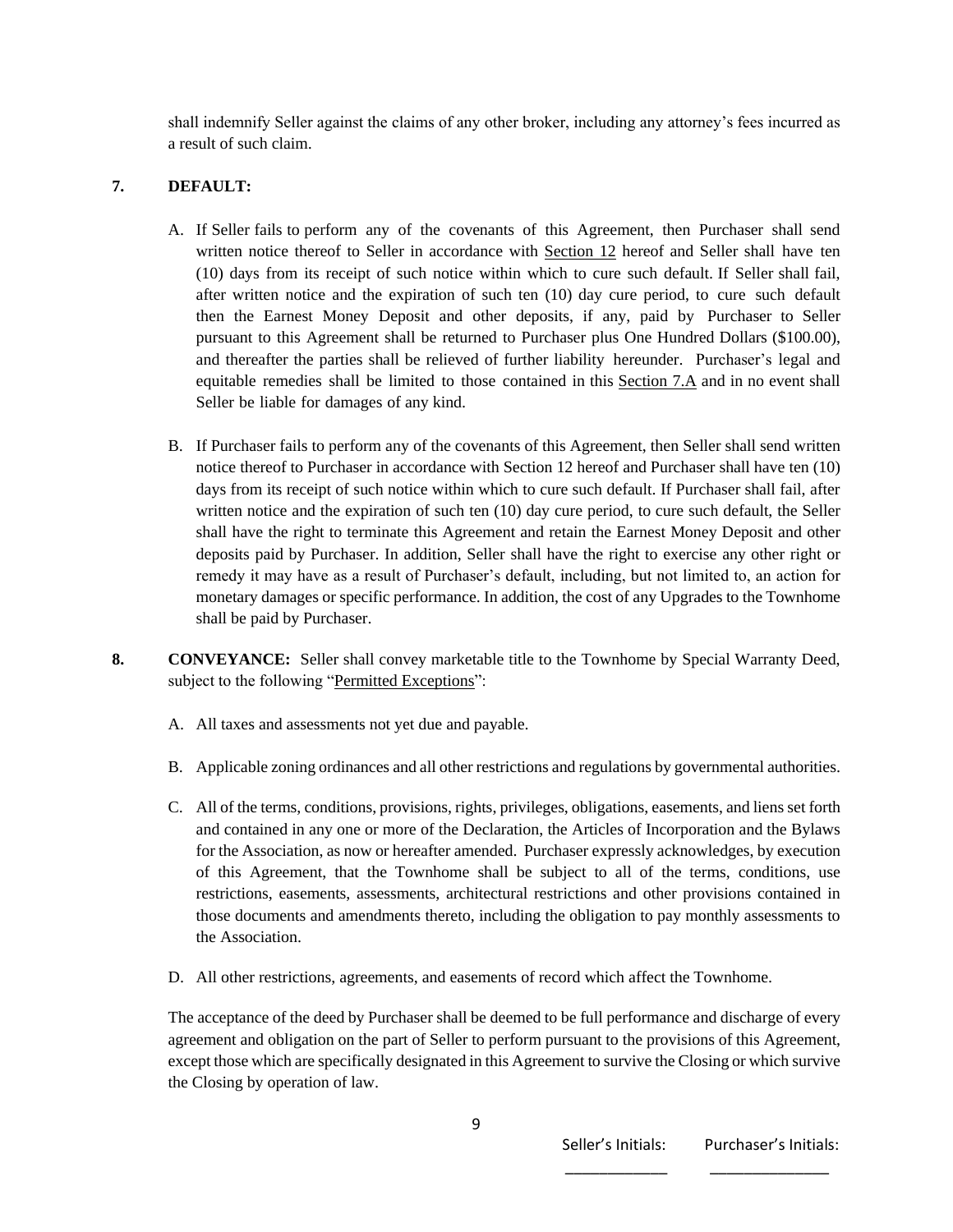shall indemnify Seller against the claims of any other broker, including any attorney's fees incurred as a result of such claim.

**7. DEFAULT:**

A. If Seller fails to perform any of the covenants of this Agreement, then Purchaser shall send written notice thereof to Seller in accordance with Section 12 hereof and Seller shall have ten (10) days from its receipt of such notice within which to cure such default. If Seller shall fail, after written notice and the expiration of such ten (10) day cure period, to cure such default then the Earnest Money Deposit and other deposits, if any, paid by Purchaser to Seller pursuant to this Agreement shall be returned to Purchaser plus One Hundred Dollars ($100.00), and thereafter the parties shall be relieved of further liability hereunder. Purchaser's legal and equitable remedies shall be limited to those contained in this Section 7.A and in no event shall Seller be liable for damages of any kind.

B. If Purchaser fails to perform any of the covenants of this Agreement, then Seller shall send written notice thereof to Purchaser in accordance with Section 12 hereof and Purchaser shall have ten (10) days from its receipt of such notice within which to cure such default. If Purchaser shall fail, after written notice and the expiration of such ten (10) day cure period, to cure such default, the Seller shall have the right to terminate this Agreement and retain the Earnest Money Deposit and other deposits paid by Purchaser. In addition, Seller shall have the right to exercise any other right or remedy it may have as a result of Purchaser's default, including, but not limited to, an action for monetary damages or specific performance. In addition, the cost of any Upgrades to the Townhome shall be paid by Purchaser.

**8. CONVEYANCE:** Seller shall convey marketable title to the Townhome by Special Warranty Deed, subject to the following "Permitted Exceptions":

A. All taxes and assessments not yet due and payable.

B. Applicable zoning ordinances and all other restrictions and regulations by governmental authorities.

C. All of the terms, conditions, provisions, rights, privileges, obligations, easements, and liens set forth and contained in any one or more of the Declaration, the Articles of Incorporation and the Bylaws for the Association, as now or hereafter amended. Purchaser expressly acknowledges, by execution of this Agreement, that the Townhome shall be subject to all of the terms, conditions, use restrictions, easements, assessments, architectural restrictions and other provisions contained in those documents and amendments thereto, including the obligation to pay monthly assessments to the Association.

D. All other restrictions, agreements, and easements of record which affect the Townhome.

The acceptance of the deed by Purchaser shall be deemed to be full performance and discharge of every agreement and obligation on the part of Seller to perform pursuant to the provisions of this Agreement, except those which are specifically designated in this Agreement to survive the Closing or which survive the Closing by operation of law.

Seller's Initials: ____________ Purchaser's Initials: ______________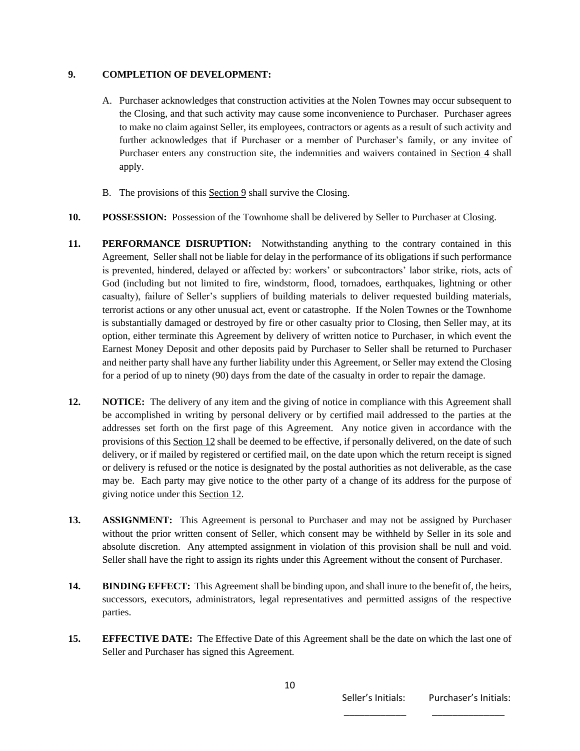**9. COMPLETION OF DEVELOPMENT:**

A. Purchaser acknowledges that construction activities at the Nolen Townes may occur subsequent to the Closing, and that such activity may cause some inconvenience to Purchaser. Purchaser agrees to make no claim against Seller, its employees, contractors or agents as a result of such activity and further acknowledges that if Purchaser or a member of Purchaser's family, or any invitee of Purchaser enters any construction site, the indemnities and waivers contained in Section 4 shall apply.

B. The provisions of this Section 9 shall survive the Closing.

**10. POSSESSION:** Possession of the Townhome shall be delivered by Seller to Purchaser at Closing.

**11. PERFORMANCE DISRUPTION:** Notwithstanding anything to the contrary contained in this Agreement, Seller shall not be liable for delay in the performance of its obligations if such performance is prevented, hindered, delayed or affected by: workers' or subcontractors' labor strike, riots, acts of God (including but not limited to fire, windstorm, flood, tornadoes, earthquakes, lightning or other casualty), failure of Seller's suppliers of building materials to deliver requested building materials, terrorist actions or any other unusual act, event or catastrophe. If the Nolen Townes or the Townhome is substantially damaged or destroyed by fire or other casualty prior to Closing, then Seller may, at its option, either terminate this Agreement by delivery of written notice to Purchaser, in which event the Earnest Money Deposit and other deposits paid by Purchaser to Seller shall be returned to Purchaser and neither party shall have any further liability under this Agreement, or Seller may extend the Closing for a period of up to ninety (90) days from the date of the casualty in order to repair the damage.

**12. NOTICE:** The delivery of any item and the giving of notice in compliance with this Agreement shall be accomplished in writing by personal delivery or by certified mail addressed to the parties at the addresses set forth on the first page of this Agreement. Any notice given in accordance with the provisions of this Section 12 shall be deemed to be effective, if personally delivered, on the date of such delivery, or if mailed by registered or certified mail, on the date upon which the return receipt is signed or delivery is refused or the notice is designated by the postal authorities as not deliverable, as the case may be. Each party may give notice to the other party of a change of its address for the purpose of giving notice under this Section 12.

**13. ASSIGNMENT:** This Agreement is personal to Purchaser and may not be assigned by Purchaser without the prior written consent of Seller, which consent may be withheld by Seller in its sole and absolute discretion. Any attempted assignment in violation of this provision shall be null and void. Seller shall have the right to assign its rights under this Agreement without the consent of Purchaser.

**14. BINDING EFFECT:** This Agreement shall be binding upon, and shall inure to the benefit of, the heirs, successors, executors, administrators, legal representatives and permitted assigns of the respective parties.

**15. EFFECTIVE DATE:** The Effective Date of this Agreement shall be the date on which the last one of Seller and Purchaser has signed this Agreement.

Seller's Initials: ____________ Purchaser's Initials: ______________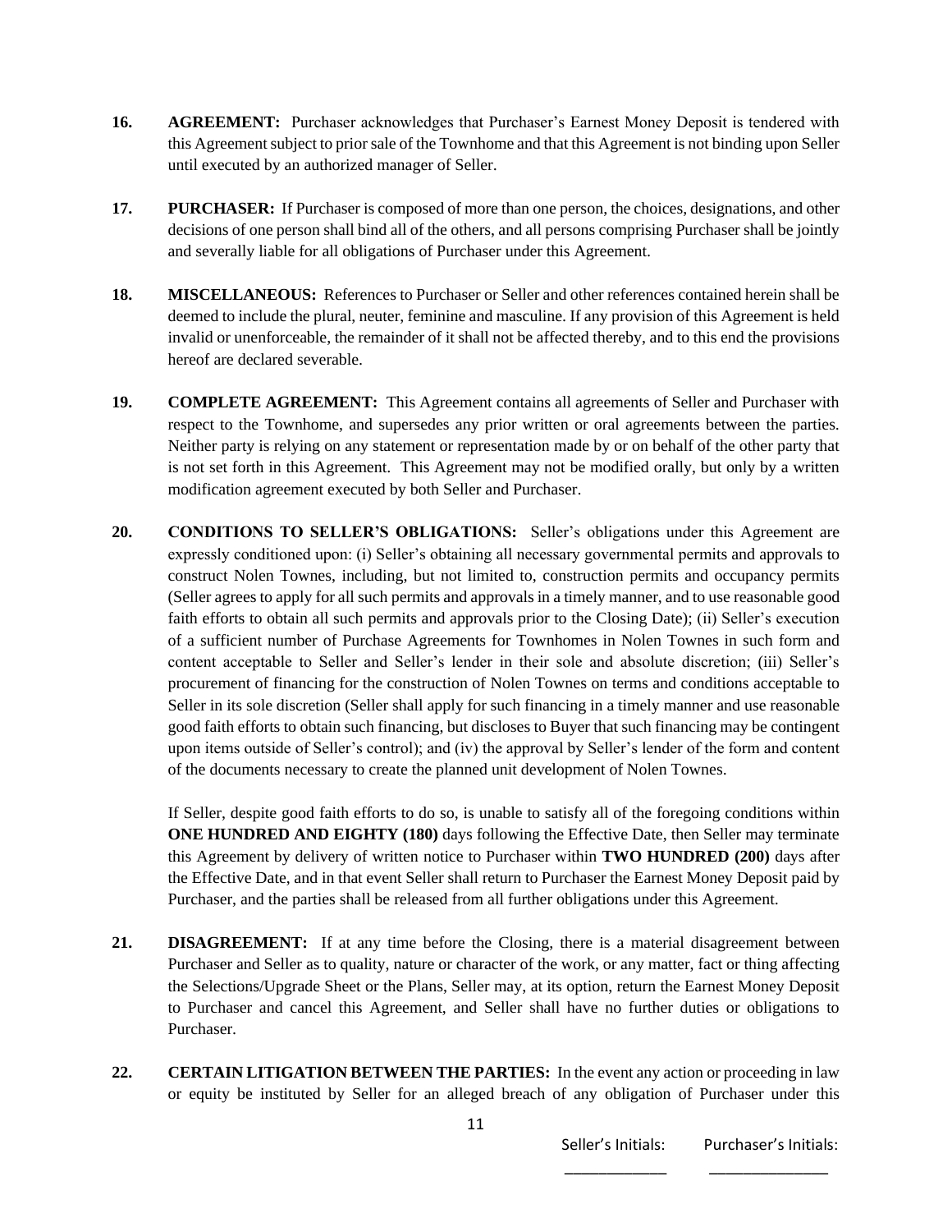**16. AGREEMENT:** Purchaser acknowledges that Purchaser's Earnest Money Deposit is tendered with this Agreement subject to prior sale of the Townhome and that this Agreement is not binding upon Seller until executed by an authorized manager of Seller.

**17. PURCHASER:** If Purchaser is composed of more than one person, the choices, designations, and other decisions of one person shall bind all of the others, and all persons comprising Purchaser shall be jointly and severally liable for all obligations of Purchaser under this Agreement.

**18. MISCELLANEOUS:** References to Purchaser or Seller and other references contained herein shall be deemed to include the plural, neuter, feminine and masculine. If any provision of this Agreement is held invalid or unenforceable, the remainder of it shall not be affected thereby, and to this end the provisions hereof are declared severable.

**19. COMPLETE AGREEMENT:** This Agreement contains all agreements of Seller and Purchaser with respect to the Townhome, and supersedes any prior written or oral agreements between the parties. Neither party is relying on any statement or representation made by or on behalf of the other party that is not set forth in this Agreement. This Agreement may not be modified orally, but only by a written modification agreement executed by both Seller and Purchaser.

**20. CONDITIONS TO SELLER'S OBLIGATIONS:** Seller's obligations under this Agreement are expressly conditioned upon: (i) Seller's obtaining all necessary governmental permits and approvals to construct Nolen Townes, including, but not limited to, construction permits and occupancy permits (Seller agrees to apply for all such permits and approvals in a timely manner, and to use reasonable good faith efforts to obtain all such permits and approvals prior to the Closing Date); (ii) Seller's execution of a sufficient number of Purchase Agreements for Townhomes in Nolen Townes in such form and content acceptable to Seller and Seller's lender in their sole and absolute discretion; (iii) Seller's procurement of financing for the construction of Nolen Townes on terms and conditions acceptable to Seller in its sole discretion (Seller shall apply for such financing in a timely manner and use reasonable good faith efforts to obtain such financing, but discloses to Buyer that such financing may be contingent upon items outside of Seller's control); and (iv) the approval by Seller's lender of the form and content of the documents necessary to create the planned unit development of Nolen Townes.

If Seller, despite good faith efforts to do so, is unable to satisfy all of the foregoing conditions within **ONE HUNDRED AND EIGHTY (180)** days following the Effective Date, then Seller may terminate this Agreement by delivery of written notice to Purchaser within **TWO HUNDRED (200)** days after the Effective Date, and in that event Seller shall return to Purchaser the Earnest Money Deposit paid by Purchaser, and the parties shall be released from all further obligations under this Agreement.

**21. DISAGREEMENT:** If at any time before the Closing, there is a material disagreement between Purchaser and Seller as to quality, nature or character of the work, or any matter, fact or thing affecting the Selections/Upgrade Sheet or the Plans, Seller may, at its option, return the Earnest Money Deposit to Purchaser and cancel this Agreement, and Seller shall have no further duties or obligations to Purchaser.

**22. CERTAIN LITIGATION BETWEEN THE PARTIES:** In the event any action or proceeding in law or equity be instituted by Seller for an alleged breach of any obligation of Purchaser under this

Seller's Initials: ____________ Purchaser's Initials: ______________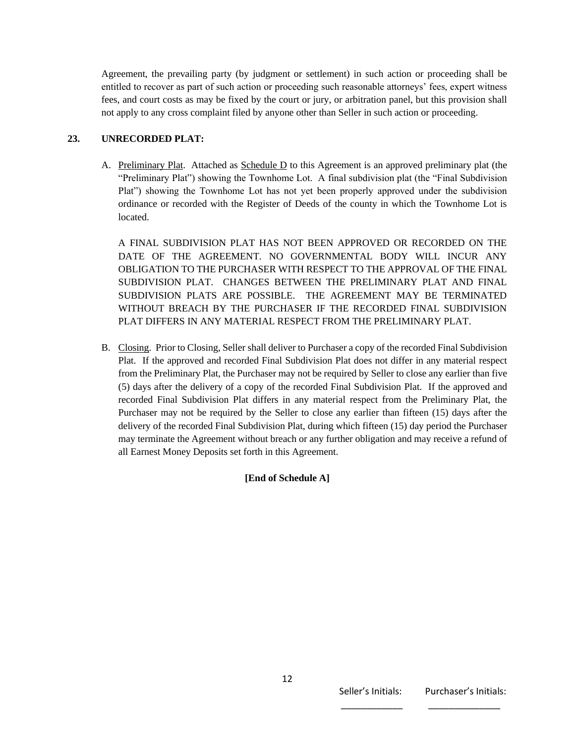Agreement, the prevailing party (by judgment or settlement) in such action or proceeding shall be entitled to recover as part of such action or proceeding such reasonable attorneys' fees, expert witness fees, and court costs as may be fixed by the court or jury, or arbitration panel, but this provision shall not apply to any cross complaint filed by anyone other than Seller in such action or proceeding.

**23. UNRECORDED PLAT:**

A. Preliminary Plat. Attached as Schedule D to this Agreement is an approved preliminary plat (the "Preliminary Plat") showing the Townhome Lot. A final subdivision plat (the "Final Subdivision Plat") showing the Townhome Lot has not yet been properly approved under the subdivision ordinance or recorded with the Register of Deeds of the county in which the Townhome Lot is located.

   A FINAL SUBDIVISION PLAT HAS NOT BEEN APPROVED OR RECORDED ON THE DATE OF THE AGREEMENT. NO GOVERNMENTAL BODY WILL INCUR ANY OBLIGATION TO THE PURCHASER WITH RESPECT TO THE APPROVAL OF THE FINAL SUBDIVISION PLAT. CHANGES BETWEEN THE PRELIMINARY PLAT AND FINAL SUBDIVISION PLATS ARE POSSIBLE. THE AGREEMENT MAY BE TERMINATED WITHOUT BREACH BY THE PURCHASER IF THE RECORDED FINAL SUBDIVISION PLAT DIFFERS IN ANY MATERIAL RESPECT FROM THE PRELIMINARY PLAT.

B. Closing. Prior to Closing, Seller shall deliver to Purchaser a copy of the recorded Final Subdivision Plat. If the approved and recorded Final Subdivision Plat does not differ in any material respect from the Preliminary Plat, the Purchaser may not be required by Seller to close any earlier than five (5) days after the delivery of a copy of the recorded Final Subdivision Plat. If the approved and recorded Final Subdivision Plat differs in any material respect from the Preliminary Plat, the Purchaser may not be required by the Seller to close any earlier than fifteen (15) days after the delivery of the recorded Final Subdivision Plat, during which fifteen (15) day period the Purchaser may terminate the Agreement without breach or any further obligation and may receive a refund of all Earnest Money Deposits set forth in this Agreement.

**[End of Schedule A]**

Seller's Initials: ____________ Purchaser's Initials: ______________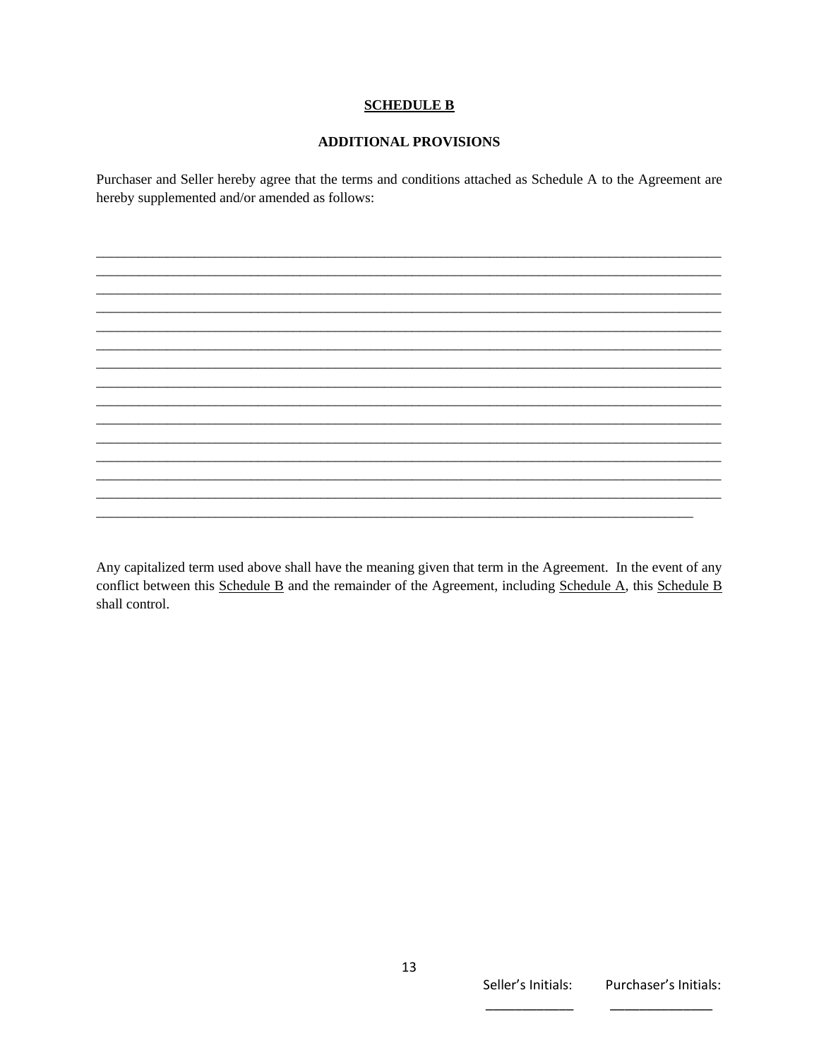## **SCHEDULE B**

### **ADDITIONAL PROVISIONS**

Purchaser and Seller hereby agree that the terms and conditions attached as Schedule A to the Agreement are hereby supplemented and/or amended as follows:

\_\_\_\_\_\_\_\_\_\_\_\_\_\_\_\_\_\_\_\_\_\_\_\_\_\_\_\_\_\_\_\_\_\_\_\_\_\_\_\_\_\_\_\_\_\_\_\_\_\_\_\_\_\_\_\_\_\_\_\_\_\_\_\_\_\_\_\_\_\_\_\_\_\_\_\_\_\_\_\_\_\_\_\_\_\_\_\_
\_\_\_\_\_\_\_\_\_\_\_\_\_\_\_\_\_\_\_\_\_\_\_\_\_\_\_\_\_\_\_\_\_\_\_\_\_\_\_\_\_\_\_\_\_\_\_\_\_\_\_\_\_\_\_\_\_\_\_\_\_\_\_\_\_\_\_\_\_\_\_\_\_\_\_\_\_\_\_\_\_\_\_\_\_\_\_\_
\_\_\_\_\_\_\_\_\_\_\_\_\_\_\_\_\_\_\_\_\_\_\_\_\_\_\_\_\_\_\_\_\_\_\_\_\_\_\_\_\_\_\_\_\_\_\_\_\_\_\_\_\_\_\_\_\_\_\_\_\_\_\_\_\_\_\_\_\_\_\_\_\_\_\_\_\_\_\_\_\_\_\_\_\_\_\_\_
\_\_\_\_\_\_\_\_\_\_\_\_\_\_\_\_\_\_\_\_\_\_\_\_\_\_\_\_\_\_\_\_\_\_\_\_\_\_\_\_\_\_\_\_\_\_\_\_\_\_\_\_\_\_\_\_\_\_\_\_\_\_\_\_\_\_\_\_\_\_\_\_\_\_\_\_\_\_\_\_\_\_\_\_\_\_\_\_
\_\_\_\_\_\_\_\_\_\_\_\_\_\_\_\_\_\_\_\_\_\_\_\_\_\_\_\_\_\_\_\_\_\_\_\_\_\_\_\_\_\_\_\_\_\_\_\_\_\_\_\_\_\_\_\_\_\_\_\_\_\_\_\_\_\_\_\_\_\_\_\_\_\_\_\_\_\_\_\_\_\_\_\_\_\_\_\_
\_\_\_\_\_\_\_\_\_\_\_\_\_\_\_\_\_\_\_\_\_\_\_\_\_\_\_\_\_\_\_\_\_\_\_\_\_\_\_\_\_\_\_\_\_\_\_\_\_\_\_\_\_\_\_\_\_\_\_\_\_\_\_\_\_\_\_\_\_\_\_\_\_\_\_\_\_\_\_\_\_\_\_\_\_\_\_\_
\_\_\_\_\_\_\_\_\_\_\_\_\_\_\_\_\_\_\_\_\_\_\_\_\_\_\_\_\_\_\_\_\_\_\_\_\_\_\_\_\_\_\_\_\_\_\_\_\_\_\_\_\_\_\_\_\_\_\_\_\_\_\_\_\_\_\_\_\_\_\_\_\_\_\_\_\_\_\_\_\_\_\_\_\_\_\_\_
\_\_\_\_\_\_\_\_\_\_\_\_\_\_\_\_\_\_\_\_\_\_\_\_\_\_\_\_\_\_\_\_\_\_\_\_\_\_\_\_\_\_\_\_\_\_\_\_\_\_\_\_\_\_\_\_\_\_\_\_\_\_\_\_\_\_\_\_\_\_\_\_\_\_\_\_\_\_\_\_\_\_\_\_\_\_\_\_
\_\_\_\_\_\_\_\_\_\_\_\_\_\_\_\_\_\_\_\_\_\_\_\_\_\_\_\_\_\_\_\_\_\_\_\_\_\_\_\_\_\_\_\_\_\_\_\_\_\_\_\_\_\_\_\_\_\_\_\_\_\_\_\_\_\_\_\_\_\_\_\_\_\_\_\_\_\_\_\_\_\_\_\_\_\_\_\_
\_\_\_\_\_\_\_\_\_\_\_\_\_\_\_\_\_\_\_\_\_\_\_\_\_\_\_\_\_\_\_\_\_\_\_\_\_\_\_\_\_\_\_\_\_\_\_\_\_\_\_\_\_\_\_\_\_\_\_\_\_\_\_\_\_\_\_\_\_\_\_\_\_\_\_\_\_\_\_\_\_\_\_\_\_\_\_\_
\_\_\_\_\_\_\_\_\_\_\_\_\_\_\_\_\_\_\_\_\_\_\_\_\_\_\_\_\_\_\_\_\_\_\_\_\_\_\_\_\_\_\_\_\_\_\_\_\_\_\_\_\_\_\_\_\_\_\_\_\_\_\_\_\_\_\_\_\_\_\_\_\_\_\_\_\_\_\_\_\_\_\_\_\_\_\_\_
\_\_\_\_\_\_\_\_\_\_\_\_\_\_\_\_\_\_\_\_\_\_\_\_\_\_\_\_\_\_\_\_\_\_\_\_\_\_\_\_\_\_\_\_\_\_\_\_\_\_\_\_\_\_\_\_\_\_\_\_\_\_\_\_\_\_\_\_\_\_\_\_\_\_\_\_\_\_\_\_\_\_\_\_\_\_\_\_
\_\_\_\_\_\_\_\_\_\_\_\_\_\_\_\_\_\_\_\_\_\_\_\_\_\_\_\_\_\_\_\_\_\_\_\_\_\_\_\_\_\_\_\_\_\_\_\_\_\_\_\_\_\_\_\_\_\_\_\_\_\_\_\_\_\_\_\_\_\_\_\_\_\_\_\_\_\_\_\_\_\_\_\_\_\_\_\_
\_\_\_\_\_\_\_\_\_\_\_\_\_\_\_\_\_\_\_\_\_\_\_\_\_\_\_\_\_\_\_\_\_\_\_\_\_\_\_\_\_\_\_\_\_\_\_\_\_\_\_\_\_\_\_\_\_\_\_\_\_\_\_\_\_\_\_\_\_\_\_\_\_\_\_\_\_\_\_\_\_\_\_\_\_\_\_\_
\_\_\_\_\_\_\_\_\_\_\_\_\_\_\_\_\_\_\_\_\_\_\_\_\_\_\_\_\_\_\_\_\_\_\_\_\_\_\_\_\_\_\_\_\_\_\_\_\_\_\_\_\_\_\_\_\_\_\_\_\_\_\_\_\_\_\_\_\_\_\_\_\_\_\_\_\_\_\_\_\_\_\_\_

Any capitalized term used above shall have the meaning given that term in the Agreement. In the event of any conflict between this Schedule B and the remainder of the Agreement, including Schedule A, this Schedule B shall control.

Seller's Initials: \_\_\_\_\_\_\_\_\_\_\_\_ Purchaser's Initials: \_\_\_\_\_\_\_\_\_\_\_\_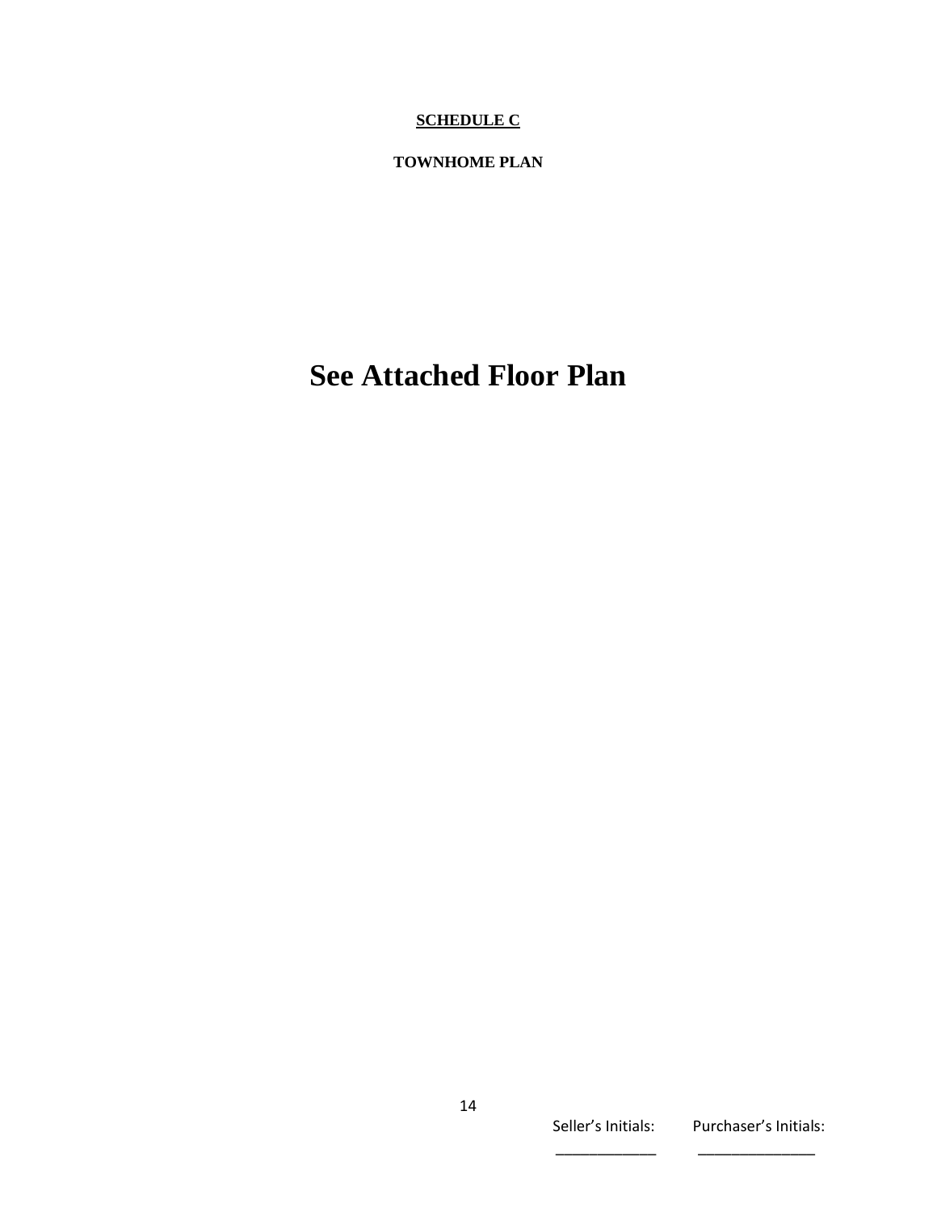**SCHEDULE C**

**TOWNHOME PLAN**

# See Attached Floor Plan

Seller's Initials: _____________ Purchaser's Initials: _______________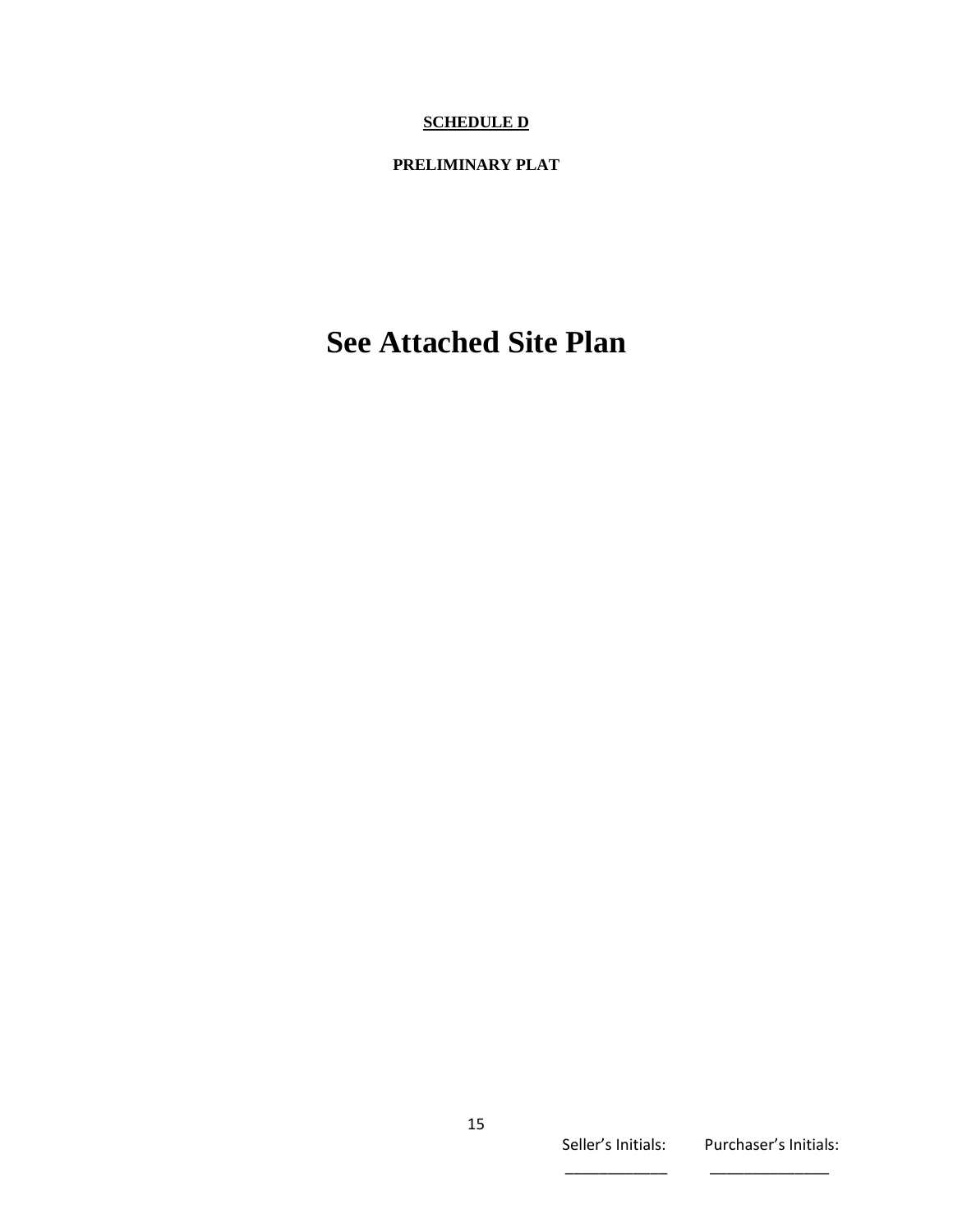**SCHEDULE D**

**PRELIMINARY PLAT**

# See Attached Site Plan

Seller's Initials: \_\_\_\_\_\_\_\_\_\_\_\_ Purchaser's Initials: \_\_\_\_\_\_\_\_\_\_\_\_\_\_